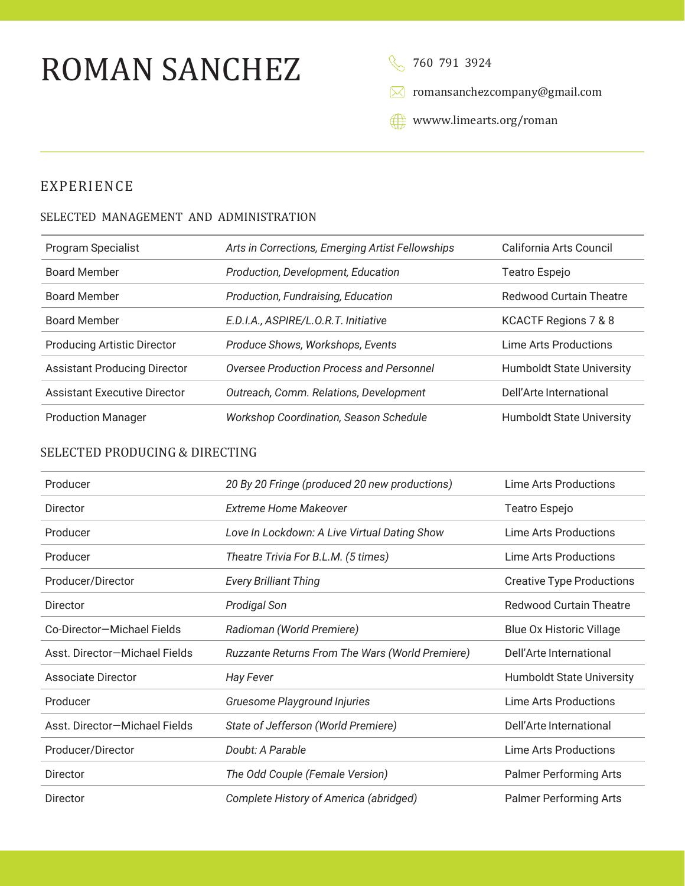# ROMAN SANCHEZ

760 791 3924

romansanchezcompany@gmail.com

wwww.limearts.org/roman

## EXPERIENCE

### SELECTED MANAGEMENT AND ADMINISTRATION

| | | |
|---|---|---|
| Program Specialist | *Arts in Corrections, Emerging Artist Fellowships* | California Arts Council |
| Board Member | *Production, Development, Education* | Teatro Espejo |
| Board Member | *Production, Fundraising, Education* | Redwood Curtain Theatre |
| Board Member | *E.D.I.A., ASPIRE/L.O.R.T. Initiative* | KCACTF Regions 7 & 8 |
| Producing Artistic Director | *Produce Shows, Workshops, Events* | Lime Arts Productions |
| Assistant Producing Director | *Oversee Production Process and Personnel* | Humboldt State University |
| Assistant Executive Director | *Outreach, Comm. Relations, Development* | Dell'Arte International |
| Production Manager | *Workshop Coordination, Season Schedule* | Humboldt State University |

### SELECTED PRODUCING & DIRECTING

| | | |
|---|---|---|
| Producer | *20 By 20 Fringe (produced 20 new productions)* | Lime Arts Productions |
| Director | *Extreme Home Makeover* | Teatro Espejo |
| Producer | *Love In Lockdown: A Live Virtual Dating Show* | Lime Arts Productions |
| Producer | *Theatre Trivia For B.L.M. (5 times)* | Lime Arts Productions |
| Producer/Director | *Every Brilliant Thing* | Creative Type Productions |
| Director | *Prodigal Son* | Redwood Curtain Theatre |
| Co-Director—Michael Fields | *Radioman (World Premiere)* | Blue Ox Historic Village |
| Asst. Director—Michael Fields | *Ruzzante Returns From The Wars (World Premiere)* | Dell'Arte International |
| Associate Director | *Hay Fever* | Humboldt State University |
| Producer | *Gruesome Playground Injuries* | Lime Arts Productions |
| Asst. Director—Michael Fields | *State of Jefferson (World Premiere)* | Dell'Arte International |
| Producer/Director | *Doubt: A Parable* | Lime Arts Productions |
| Director | *The Odd Couple (Female Version)* | Palmer Performing Arts |
| Director | *Complete History of America (abridged)* | Palmer Performing Arts |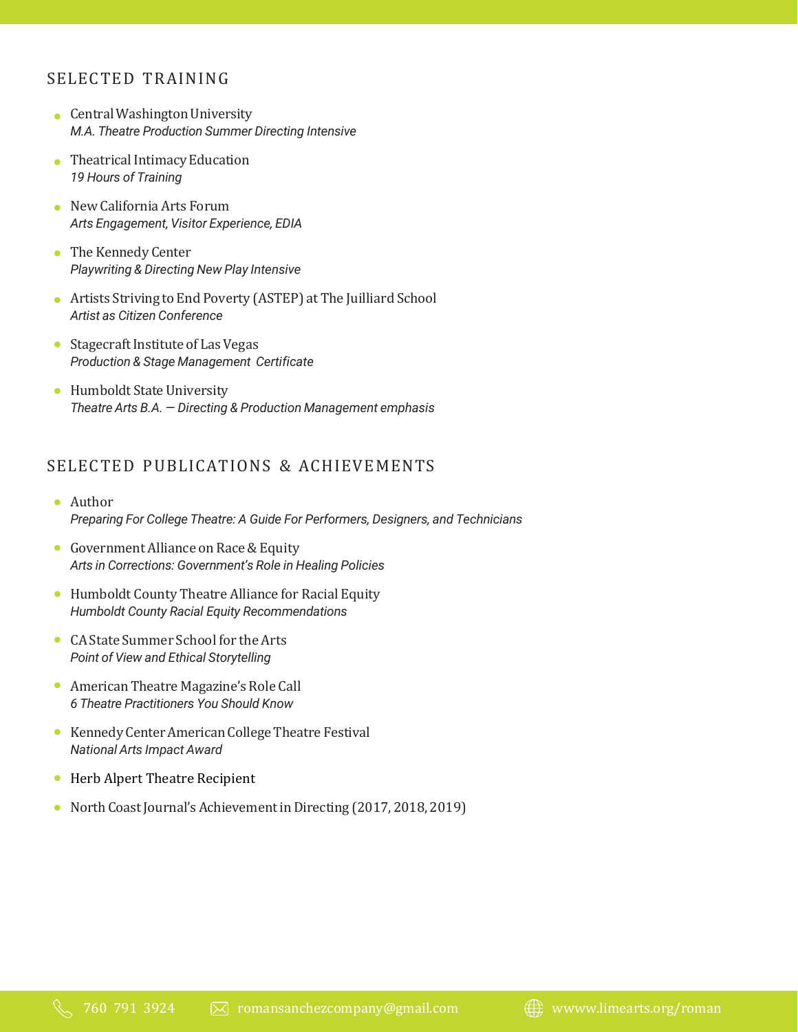## SELECTED TRAINING

- Central Washington University
  *M.A. Theatre Production Summer Directing Intensive*
- Theatrical Intimacy Education
  *19 Hours of Training*
- New California Arts Forum
  *Arts Engagement, Visitor Experience, EDIA*
- The Kennedy Center
  *Playwriting & Directing New Play Intensive*
- Artists Striving to End Poverty (ASTEP) at The Juilliard School
  *Artist as Citizen Conference*
- Stagecraft Institute of Las Vegas
  *Production & Stage Management Certificate*
- Humboldt State University
  *Theatre Arts B.A. — Directing & Production Management emphasis*

## SELECTED PUBLICATIONS & ACHIEVEMENTS

- Author
  *Preparing For College Theatre: A Guide For Performers, Designers, and Technicians*
- Government Alliance on Race & Equity
  *Arts in Corrections: Government's Role in Healing Policies*
- Humboldt County Theatre Alliance for Racial Equity
  *Humboldt County Racial Equity Recommendations*
- CA State Summer School for the Arts
  *Point of View and Ethical Storytelling*
- American Theatre Magazine's Role Call
  *6 Theatre Practitioners You Should Know*
- Kennedy Center American College Theatre Festival
  *National Arts Impact Award*
- Herb Alpert Theatre Recipient
- North Coast Journal's Achievement in Directing (2017, 2018, 2019)

760 791 3924 romansanchezcompany@gmail.com wwww.limearts.org/roman